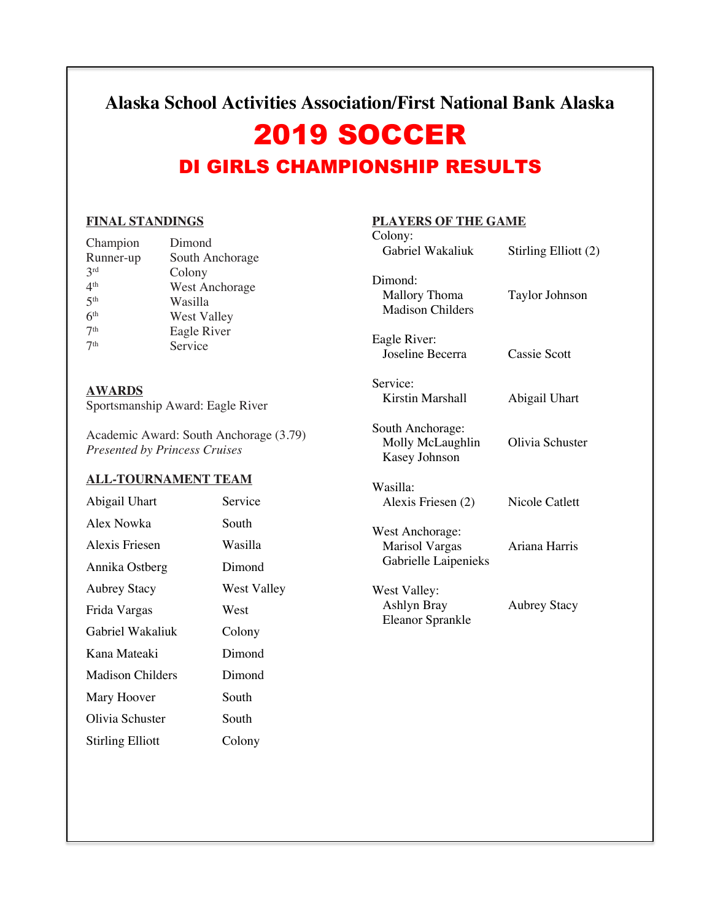# Alaska School Activities Association/First National Bank Alaska

# 2019 SOCCER

## DI GIRLS CHAMPIONSHIP RESULTS

### FINAL STANDINGS

| | |
|---|---|
| Champion | Dimond |
| Runner-up | South Anchorage |
| 3rd | Colony |
| 4th | West Anchorage |
| 5th | Wasilla |
| 6th | West Valley |
| 7th | Eagle River |
| 7th | Service |

### AWARDS

Sportsmanship Award: Eagle River

Academic Award: South Anchorage (3.79)
*Presented by Princess Cruises*

### ALL-TOURNAMENT TEAM

| | |
|---|---|
| Abigail Uhart | Service |
| Alex Nowka | South |
| Alexis Friesen | Wasilla |
| Annika Ostberg | Dimond |
| Aubrey Stacy | West Valley |
| Frida Vargas | West |
| Gabriel Wakaliuk | Colony |
| Kana Mateaki | Dimond |
| Madison Childers | Dimond |
| Mary Hoover | South |
| Olivia Schuster | South |
| Stirling Elliott | Colony |

### PLAYERS OF THE GAME

Colony:
- Gabriel Wakaliuk
- Stirling Elliott (2)

Dimond:
- Mallory Thoma
- Madison Childers
- Taylor Johnson

Eagle River:
- Joseline Becerra
- Cassie Scott

Service:
- Kirstin Marshall
- Abigail Uhart

South Anchorage:
- Molly McLaughlin
- Kasey Johnson
- Olivia Schuster

Wasilla:
- Alexis Friesen (2)
- Nicole Catlett

West Anchorage:
- Marisol Vargas
- Gabrielle Laipenieks
- Ariana Harris

West Valley:
- Ashlyn Bray
- Eleanor Sprankle
- Aubrey Stacy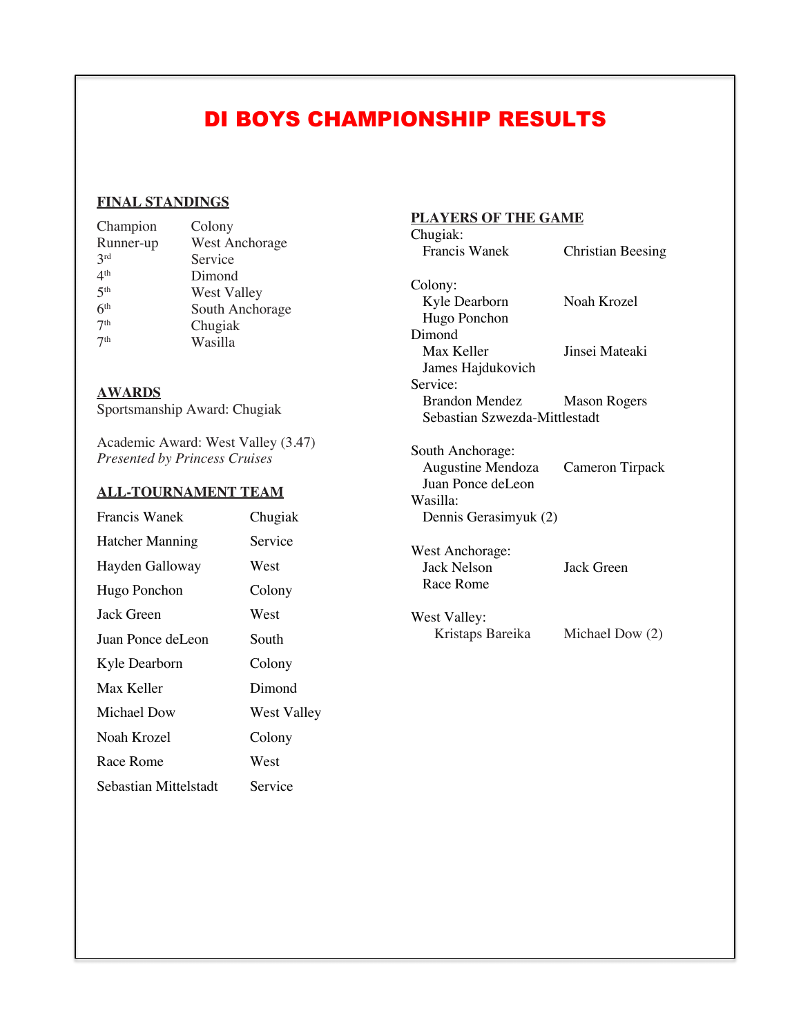# DI BOYS CHAMPIONSHIP RESULTS

## FINAL STANDINGS

| | |
|---|---|
| Champion | Colony |
| Runner-up | West Anchorage |
| 3rd | Service |
| 4th | Dimond |
| 5th | West Valley |
| 6th | South Anchorage |
| 7th | Chugiak |
| 7th | Wasilla |

## AWARDS

Sportsmanship Award: Chugiak

Academic Award: West Valley (3.47)
*Presented by Princess Cruises*

## ALL-TOURNAMENT TEAM

| | |
|---|---|
| Francis Wanek | Chugiak |
| Hatcher Manning | Service |
| Hayden Galloway | West |
| Hugo Ponchon | Colony |
| Jack Green | West |
| Juan Ponce deLeon | South |
| Kyle Dearborn | Colony |
| Max Keller | Dimond |
| Michael Dow | West Valley |
| Noah Krozel | Colony |
| Race Rome | West |
| Sebastian Mittelstadt | Service |

## PLAYERS OF THE GAME

Chugiak:
- Francis Wanek
- Christian Beesing

Colony:
- Kyle Dearborn
- Noah Krozel
- Hugo Ponchon

Dimond
- Max Keller
- Jinsei Mateaki
- James Hajdukovich

Service:
- Brandon Mendez
- Mason Rogers
- Sebastian Szwezda-Mittlestadt

South Anchorage:
- Augustine Mendoza
- Cameron Tirpack
- Juan Ponce deLeon

Wasilla:
- Dennis Gerasimyuk (2)

West Anchorage:
- Jack Nelson
- Jack Green
- Race Rome

West Valley:
- Kristaps Bareika
- Michael Dow (2)